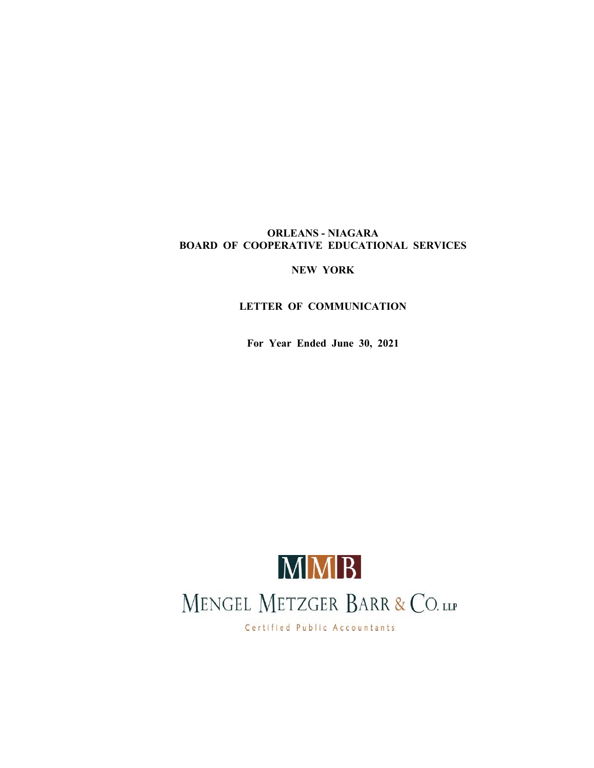# ORLEANS - NIAGARA
# BOARD OF COOPERATIVE EDUCATIONAL SERVICES

## NEW YORK

## LETTER OF COMMUNICATION

**For Year Ended June 30, 2021**

MMB

MENGEL METZGER BARR & CO. LLP

Certified Public Accountants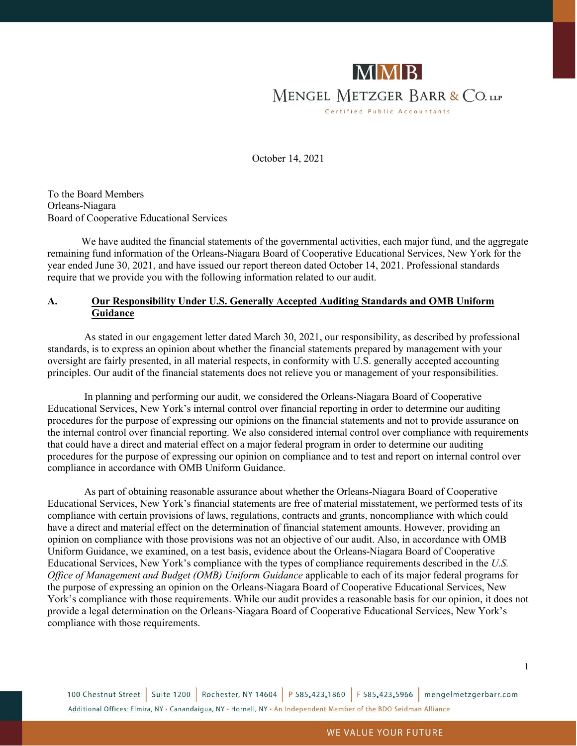MMB

MENGEL METZGER BARR & CO. LLP

Certified Public Accountants

October 14, 2021

To the Board Members
Orleans-Niagara
Board of Cooperative Educational Services

We have audited the financial statements of the governmental activities, each major fund, and the aggregate remaining fund information of the Orleans-Niagara Board of Cooperative Educational Services, New York for the year ended June 30, 2021, and have issued our report thereon dated October 14, 2021. Professional standards require that we provide you with the following information related to our audit.

## A. Our Responsibility Under U.S. Generally Accepted Auditing Standards and OMB Uniform Guidance

As stated in our engagement letter dated March 30, 2021, our responsibility, as described by professional standards, is to express an opinion about whether the financial statements prepared by management with your oversight are fairly presented, in all material respects, in conformity with U.S. generally accepted accounting principles. Our audit of the financial statements does not relieve you or management of your responsibilities.

In planning and performing our audit, we considered the Orleans-Niagara Board of Cooperative Educational Services, New York's internal control over financial reporting in order to determine our auditing procedures for the purpose of expressing our opinions on the financial statements and not to provide assurance on the internal control over financial reporting. We also considered internal control over compliance with requirements that could have a direct and material effect on a major federal program in order to determine our auditing procedures for the purpose of expressing our opinion on compliance and to test and report on internal control over compliance in accordance with OMB Uniform Guidance.

As part of obtaining reasonable assurance about whether the Orleans-Niagara Board of Cooperative Educational Services, New York's financial statements are free of material misstatement, we performed tests of its compliance with certain provisions of laws, regulations, contracts and grants, noncompliance with which could have a direct and material effect on the determination of financial statement amounts. However, providing an opinion on compliance with those provisions was not an objective of our audit. Also, in accordance with OMB Uniform Guidance, we examined, on a test basis, evidence about the Orleans-Niagara Board of Cooperative Educational Services, New York's compliance with the types of compliance requirements described in the *U.S. Office of Management and Budget (OMB) Uniform Guidance* applicable to each of its major federal programs for the purpose of expressing an opinion on the Orleans-Niagara Board of Cooperative Educational Services, New York's compliance with those requirements. While our audit provides a reasonable basis for our opinion, it does not provide a legal determination on the Orleans-Niagara Board of Cooperative Educational Services, New York's compliance with those requirements.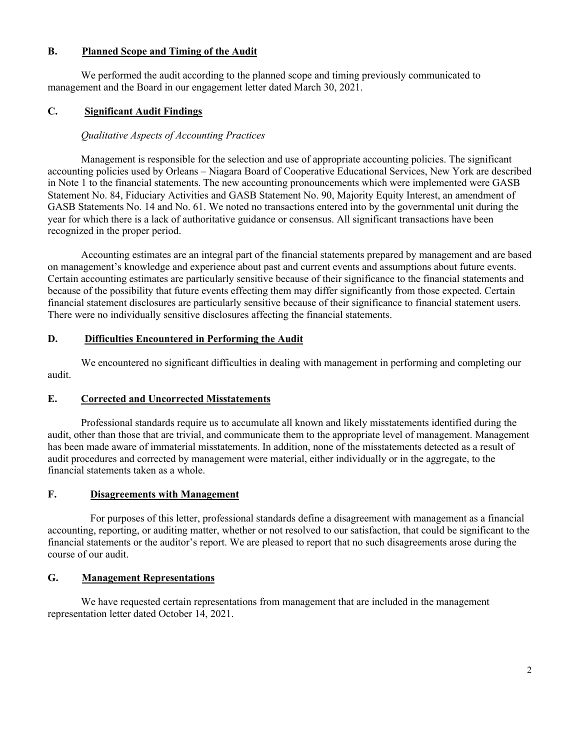## B. Planned Scope and Timing of the Audit

We performed the audit according to the planned scope and timing previously communicated to management and the Board in our engagement letter dated March 30, 2021.

## C. Significant Audit Findings

*Qualitative Aspects of Accounting Practices*

Management is responsible for the selection and use of appropriate accounting policies. The significant accounting policies used by Orleans – Niagara Board of Cooperative Educational Services, New York are described in Note 1 to the financial statements. The new accounting pronouncements which were implemented were GASB Statement No. 84, Fiduciary Activities and GASB Statement No. 90, Majority Equity Interest, an amendment of GASB Statements No. 14 and No. 61. We noted no transactions entered into by the governmental unit during the year for which there is a lack of authoritative guidance or consensus. All significant transactions have been recognized in the proper period.

Accounting estimates are an integral part of the financial statements prepared by management and are based on management's knowledge and experience about past and current events and assumptions about future events. Certain accounting estimates are particularly sensitive because of their significance to the financial statements and because of the possibility that future events effecting them may differ significantly from those expected. Certain financial statement disclosures are particularly sensitive because of their significance to financial statement users. There were no individually sensitive disclosures affecting the financial statements.

## D. Difficulties Encountered in Performing the Audit

We encountered no significant difficulties in dealing with management in performing and completing our audit.

## E. Corrected and Uncorrected Misstatements

Professional standards require us to accumulate all known and likely misstatements identified during the audit, other than those that are trivial, and communicate them to the appropriate level of management. Management has been made aware of immaterial misstatements. In addition, none of the misstatements detected as a result of audit procedures and corrected by management were material, either individually or in the aggregate, to the financial statements taken as a whole.

## F. Disagreements with Management

For purposes of this letter, professional standards define a disagreement with management as a financial accounting, reporting, or auditing matter, whether or not resolved to our satisfaction, that could be significant to the financial statements or the auditor's report. We are pleased to report that no such disagreements arose during the course of our audit.

## G. Management Representations

We have requested certain representations from management that are included in the management representation letter dated October 14, 2021.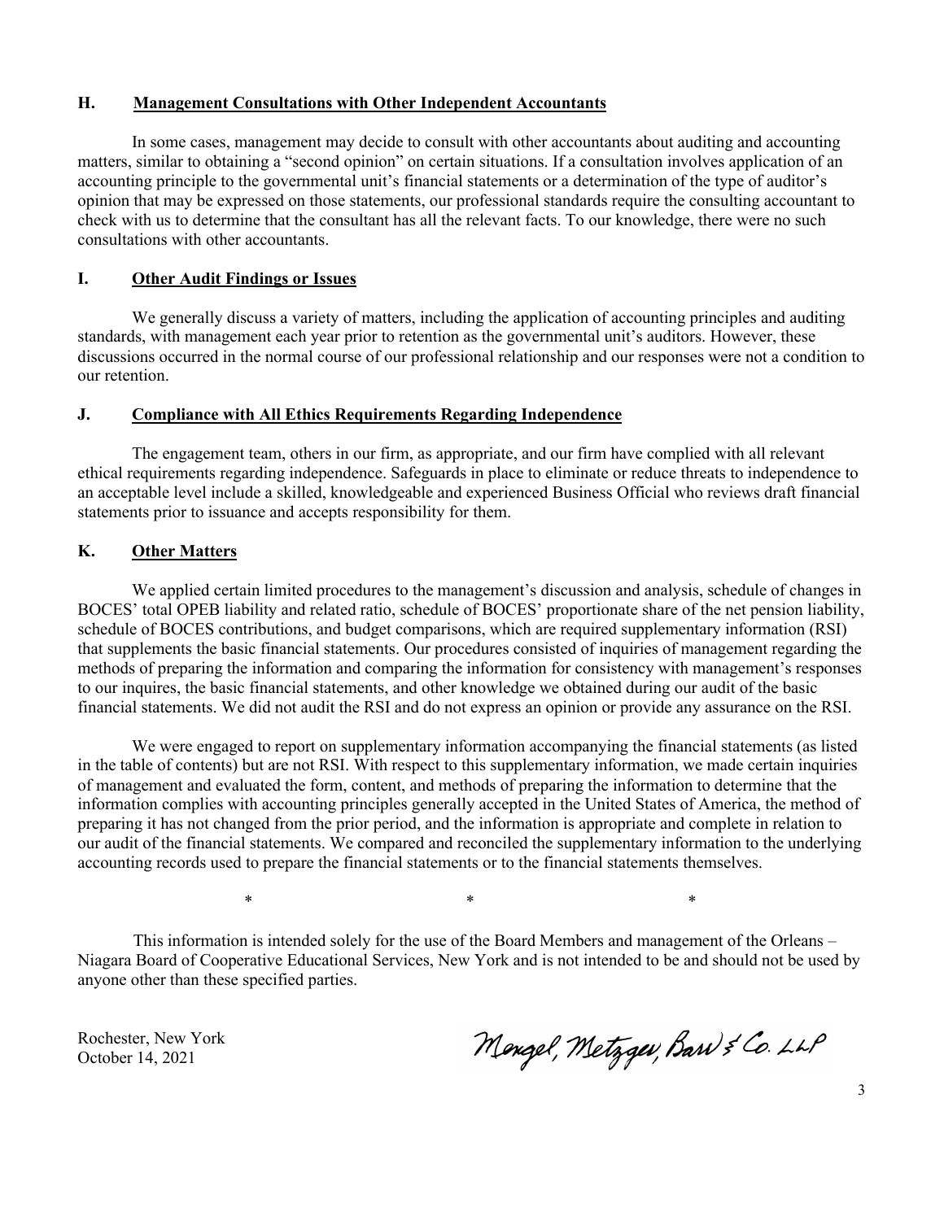### H. Management Consultations with Other Independent Accountants

In some cases, management may decide to consult with other accountants about auditing and accounting matters, similar to obtaining a "second opinion" on certain situations. If a consultation involves application of an accounting principle to the governmental unit's financial statements or a determination of the type of auditor's opinion that may be expressed on those statements, our professional standards require the consulting accountant to check with us to determine that the consultant has all the relevant facts. To our knowledge, there were no such consultations with other accountants.

### I. Other Audit Findings or Issues

We generally discuss a variety of matters, including the application of accounting principles and auditing standards, with management each year prior to retention as the governmental unit's auditors. However, these discussions occurred in the normal course of our professional relationship and our responses were not a condition to our retention.

### J. Compliance with All Ethics Requirements Regarding Independence

The engagement team, others in our firm, as appropriate, and our firm have complied with all relevant ethical requirements regarding independence. Safeguards in place to eliminate or reduce threats to independence to an acceptable level include a skilled, knowledgeable and experienced Business Official who reviews draft financial statements prior to issuance and accepts responsibility for them.

### K. Other Matters

We applied certain limited procedures to the management's discussion and analysis, schedule of changes in BOCES' total OPEB liability and related ratio, schedule of BOCES' proportionate share of the net pension liability, schedule of BOCES contributions, and budget comparisons, which are required supplementary information (RSI) that supplements the basic financial statements. Our procedures consisted of inquiries of management regarding the methods of preparing the information and comparing the information for consistency with management's responses to our inquires, the basic financial statements, and other knowledge we obtained during our audit of the basic financial statements. We did not audit the RSI and do not express an opinion or provide any assurance on the RSI.

We were engaged to report on supplementary information accompanying the financial statements (as listed in the table of contents) but are not RSI. With respect to this supplementary information, we made certain inquiries of management and evaluated the form, content, and methods of preparing the information to determine that the information complies with accounting principles generally accepted in the United States of America, the method of preparing it has not changed from the prior period, and the information is appropriate and complete in relation to our audit of the financial statements. We compared and reconciled the supplementary information to the underlying accounting records used to prepare the financial statements or to the financial statements themselves.

\* \* \*

This information is intended solely for the use of the Board Members and management of the Orleans – Niagara Board of Cooperative Educational Services, New York and is not intended to be and should not be used by anyone other than these specified parties.

Rochester, New York
October 14, 2021

Mengel, Metzger, Barr & Co. LLP